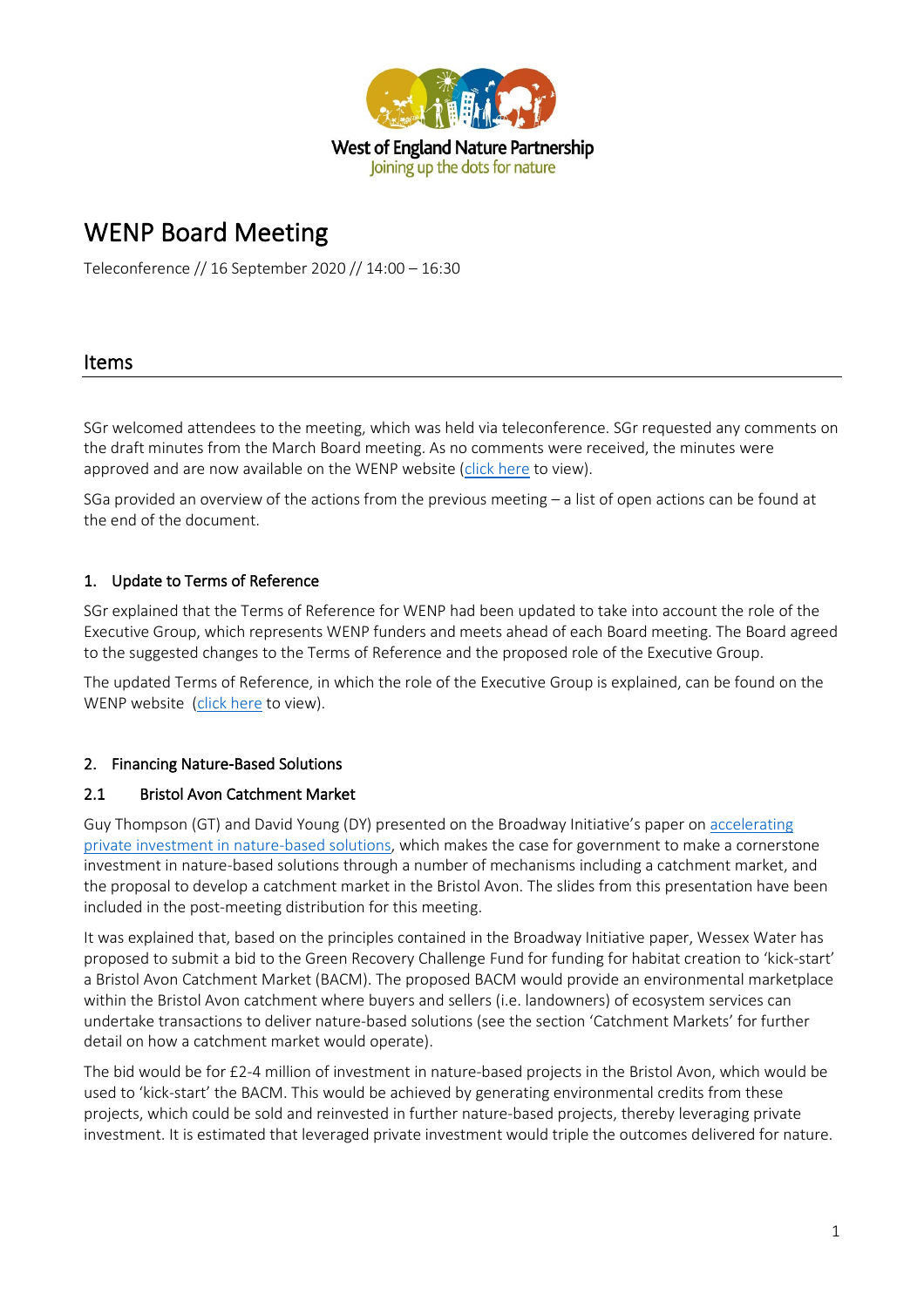West of England Nature Partnership
Joining up the dots for nature

# WENP Board Meeting

Teleconference // 16 September 2020 // 14:00 – 16:30

## Items

SGr welcomed attendees to the meeting, which was held via teleconference. SGr requested any comments on the draft minutes from the March Board meeting. As no comments were received, the minutes were approved and are now available on the WENP website (click here to view).

SGa provided an overview of the actions from the previous meeting – a list of open actions can be found at the end of the document.

### 1. Update to Terms of Reference

SGr explained that the Terms of Reference for WENP had been updated to take into account the role of the Executive Group, which represents WENP funders and meets ahead of each Board meeting. The Board agreed to the suggested changes to the Terms of Reference and the proposed role of the Executive Group.

The updated Terms of Reference, in which the role of the Executive Group is explained, can be found on the WENP website (click here to view).

### 2. Financing Nature-Based Solutions

#### 2.1 Bristol Avon Catchment Market

Guy Thompson (GT) and David Young (DY) presented on the Broadway Initiative's paper on accelerating private investment in nature-based solutions, which makes the case for government to make a cornerstone investment in nature-based solutions through a number of mechanisms including a catchment market, and the proposal to develop a catchment market in the Bristol Avon. The slides from this presentation have been included in the post-meeting distribution for this meeting.

It was explained that, based on the principles contained in the Broadway Initiative paper, Wessex Water has proposed to submit a bid to the Green Recovery Challenge Fund for funding for habitat creation to 'kick-start' a Bristol Avon Catchment Market (BACM). The proposed BACM would provide an environmental marketplace within the Bristol Avon catchment where buyers and sellers (i.e. landowners) of ecosystem services can undertake transactions to deliver nature-based solutions (see the section 'Catchment Markets' for further detail on how a catchment market would operate).

The bid would be for £2-4 million of investment in nature-based projects in the Bristol Avon, which would be used to 'kick-start' the BACM. This would be achieved by generating environmental credits from these projects, which could be sold and reinvested in further nature-based projects, thereby leveraging private investment. It is estimated that leveraged private investment would triple the outcomes delivered for nature.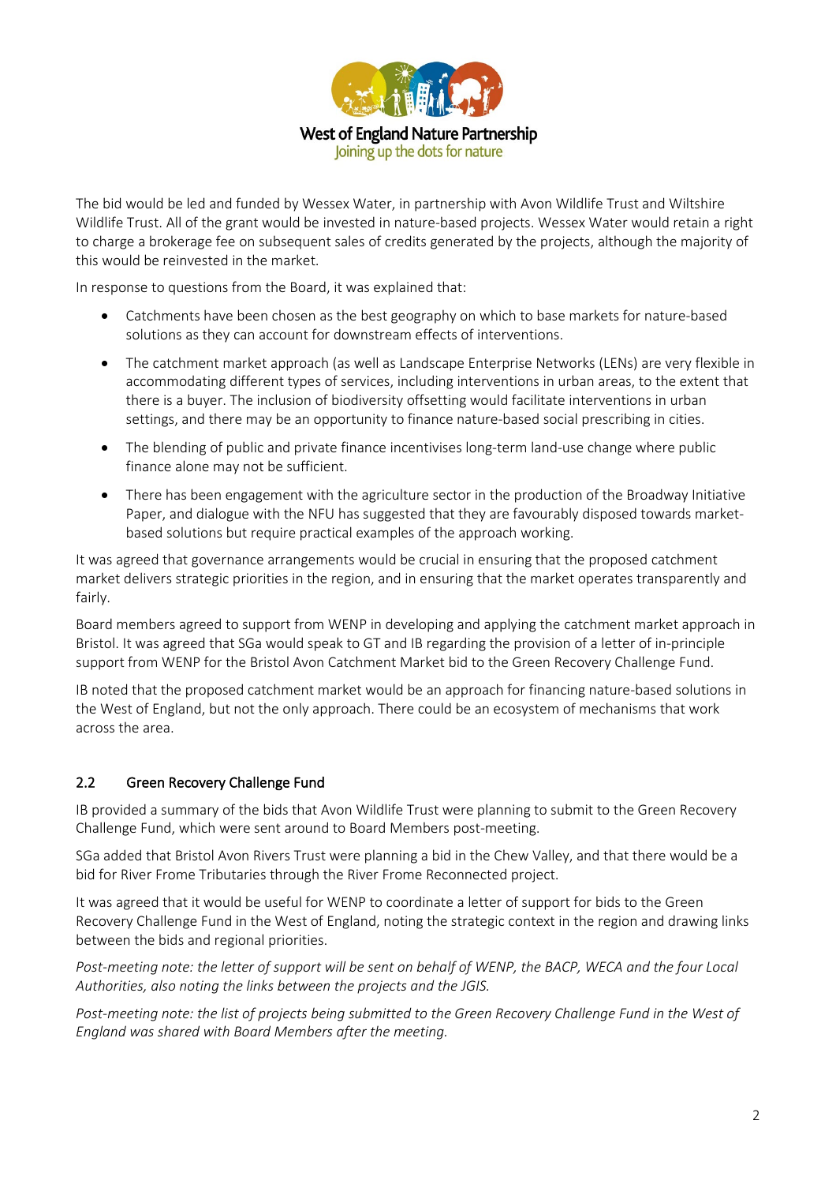The bid would be led and funded by Wessex Water, in partnership with Avon Wildlife Trust and Wiltshire Wildlife Trust. All of the grant would be invested in nature-based projects. Wessex Water would retain a right to charge a brokerage fee on subsequent sales of credits generated by the projects, although the majority of this would be reinvested in the market.

In response to questions from the Board, it was explained that:

- Catchments have been chosen as the best geography on which to base markets for nature-based solutions as they can account for downstream effects of interventions.
- The catchment market approach (as well as Landscape Enterprise Networks (LENs) are very flexible in accommodating different types of services, including interventions in urban areas, to the extent that there is a buyer. The inclusion of biodiversity offsetting would facilitate interventions in urban settings, and there may be an opportunity to finance nature-based social prescribing in cities.
- The blending of public and private finance incentivises long-term land-use change where public finance alone may not be sufficient.
- There has been engagement with the agriculture sector in the production of the Broadway Initiative Paper, and dialogue with the NFU has suggested that they are favourably disposed towards market-based solutions but require practical examples of the approach working.

It was agreed that governance arrangements would be crucial in ensuring that the proposed catchment market delivers strategic priorities in the region, and in ensuring that the market operates transparently and fairly.

Board members agreed to support from WENP in developing and applying the catchment market approach in Bristol. It was agreed that SGa would speak to GT and IB regarding the provision of a letter of in-principle support from WENP for the Bristol Avon Catchment Market bid to the Green Recovery Challenge Fund.

IB noted that the proposed catchment market would be an approach for financing nature-based solutions in the West of England, but not the only approach. There could be an ecosystem of mechanisms that work across the area.

## 2.2 Green Recovery Challenge Fund

IB provided a summary of the bids that Avon Wildlife Trust were planning to submit to the Green Recovery Challenge Fund, which were sent around to Board Members post-meeting.

SGa added that Bristol Avon Rivers Trust were planning a bid in the Chew Valley, and that there would be a bid for River Frome Tributaries through the River Frome Reconnected project.

It was agreed that it would be useful for WENP to coordinate a letter of support for bids to the Green Recovery Challenge Fund in the West of England, noting the strategic context in the region and drawing links between the bids and regional priorities.

*Post-meeting note: the letter of support will be sent on behalf of WENP, the BACP, WECA and the four Local Authorities, also noting the links between the projects and the JGIS.*

*Post-meeting note: the list of projects being submitted to the Green Recovery Challenge Fund in the West of England was shared with Board Members after the meeting.*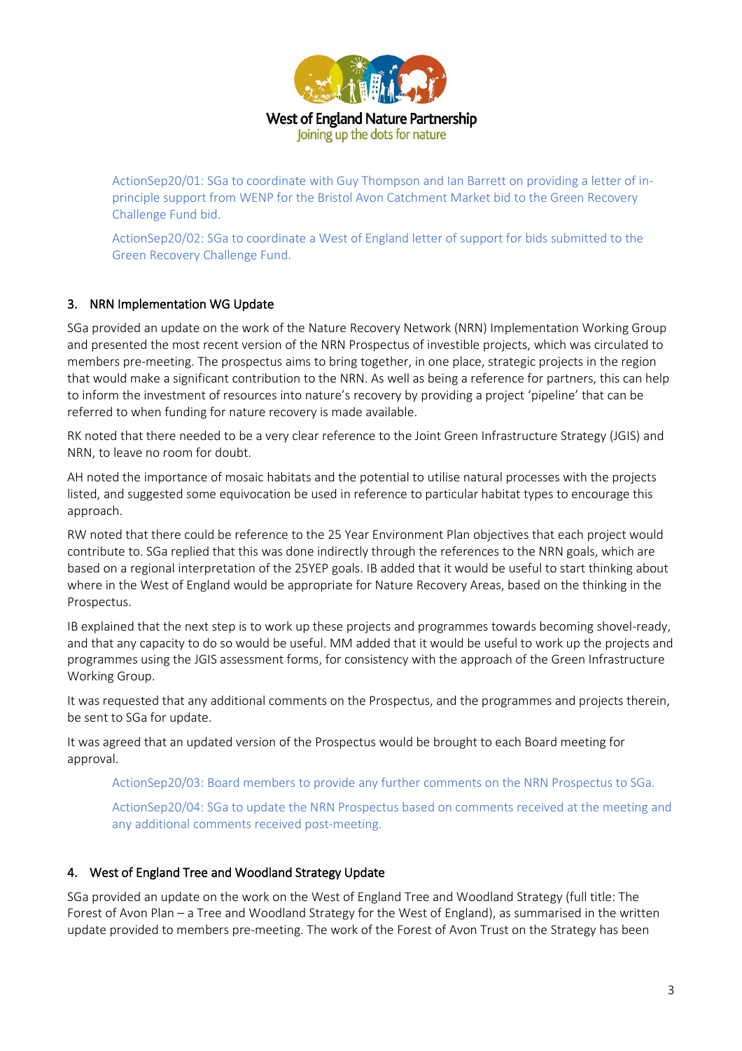ActionSep20/01: SGa to coordinate with Guy Thompson and Ian Barrett on providing a letter of in-principle support from WENP for the Bristol Avon Catchment Market bid to the Green Recovery Challenge Fund bid.

ActionSep20/02: SGa to coordinate a West of England letter of support for bids submitted to the Green Recovery Challenge Fund.

## 3. NRN Implementation WG Update

SGa provided an update on the work of the Nature Recovery Network (NRN) Implementation Working Group and presented the most recent version of the NRN Prospectus of investible projects, which was circulated to members pre-meeting. The prospectus aims to bring together, in one place, strategic projects in the region that would make a significant contribution to the NRN. As well as being a reference for partners, this can help to inform the investment of resources into nature's recovery by providing a project 'pipeline' that can be referred to when funding for nature recovery is made available.

RK noted that there needed to be a very clear reference to the Joint Green Infrastructure Strategy (JGIS) and NRN, to leave no room for doubt.

AH noted the importance of mosaic habitats and the potential to utilise natural processes with the projects listed, and suggested some equivocation be used in reference to particular habitat types to encourage this approach.

RW noted that there could be reference to the 25 Year Environment Plan objectives that each project would contribute to. SGa replied that this was done indirectly through the references to the NRN goals, which are based on a regional interpretation of the 25YEP goals. IB added that it would be useful to start thinking about where in the West of England would be appropriate for Nature Recovery Areas, based on the thinking in the Prospectus.

IB explained that the next step is to work up these projects and programmes towards becoming shovel-ready, and that any capacity to do so would be useful. MM added that it would be useful to work up the projects and programmes using the JGIS assessment forms, for consistency with the approach of the Green Infrastructure Working Group.

It was requested that any additional comments on the Prospectus, and the programmes and projects therein, be sent to SGa for update.

It was agreed that an updated version of the Prospectus would be brought to each Board meeting for approval.

ActionSep20/03: Board members to provide any further comments on the NRN Prospectus to SGa.

ActionSep20/04: SGa to update the NRN Prospectus based on comments received at the meeting and any additional comments received post-meeting.

## 4. West of England Tree and Woodland Strategy Update

SGa provided an update on the work on the West of England Tree and Woodland Strategy (full title: The Forest of Avon Plan – a Tree and Woodland Strategy for the West of England), as summarised in the written update provided to members pre-meeting. The work of the Forest of Avon Trust on the Strategy has been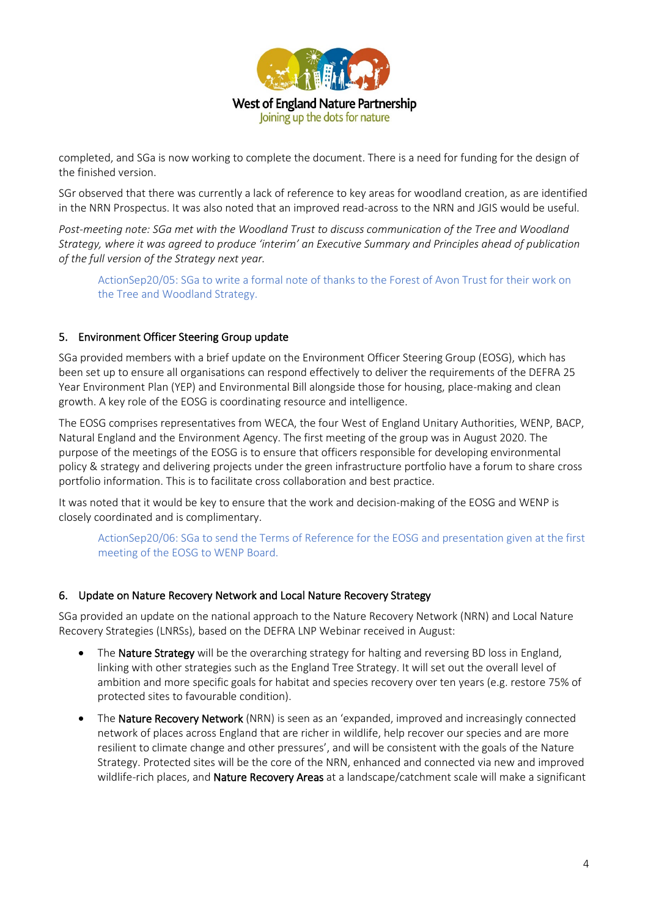completed, and SGa is now working to complete the document. There is a need for funding for the design of the finished version.

SGr observed that there was currently a lack of reference to key areas for woodland creation, as are identified in the NRN Prospectus. It was also noted that an improved read-across to the NRN and JGIS would be useful.

*Post-meeting note: SGa met with the Woodland Trust to discuss communication of the Tree and Woodland Strategy, where it was agreed to produce 'interim' an Executive Summary and Principles ahead of publication of the full version of the Strategy next year.*

> ActionSep20/05: SGa to write a formal note of thanks to the Forest of Avon Trust for their work on the Tree and Woodland Strategy.

## 5. Environment Officer Steering Group update

SGa provided members with a brief update on the Environment Officer Steering Group (EOSG), which has been set up to ensure all organisations can respond effectively to deliver the requirements of the DEFRA 25 Year Environment Plan (YEP) and Environmental Bill alongside those for housing, place-making and clean growth. A key role of the EOSG is coordinating resource and intelligence.

The EOSG comprises representatives from WECA, the four West of England Unitary Authorities, WENP, BACP, Natural England and the Environment Agency. The first meeting of the group was in August 2020. The purpose of the meetings of the EOSG is to ensure that officers responsible for developing environmental policy & strategy and delivering projects under the green infrastructure portfolio have a forum to share cross portfolio information. This is to facilitate cross collaboration and best practice.

It was noted that it would be key to ensure that the work and decision-making of the EOSG and WENP is closely coordinated and is complimentary.

> ActionSep20/06: SGa to send the Terms of Reference for the EOSG and presentation given at the first meeting of the EOSG to WENP Board.

## 6. Update on Nature Recovery Network and Local Nature Recovery Strategy

SGa provided an update on the national approach to the Nature Recovery Network (NRN) and Local Nature Recovery Strategies (LNRSs), based on the DEFRA LNP Webinar received in August:

- The **Nature Strategy** will be the overarching strategy for halting and reversing BD loss in England, linking with other strategies such as the England Tree Strategy. It will set out the overall level of ambition and more specific goals for habitat and species recovery over ten years (e.g. restore 75% of protected sites to favourable condition).
- The **Nature Recovery Network** (NRN) is seen as an 'expanded, improved and increasingly connected network of places across England that are richer in wildlife, help recover our species and are more resilient to climate change and other pressures', and will be consistent with the goals of the Nature Strategy. Protected sites will be the core of the NRN, enhanced and connected via new and improved wildlife-rich places, and **Nature Recovery Areas** at a landscape/catchment scale will make a significant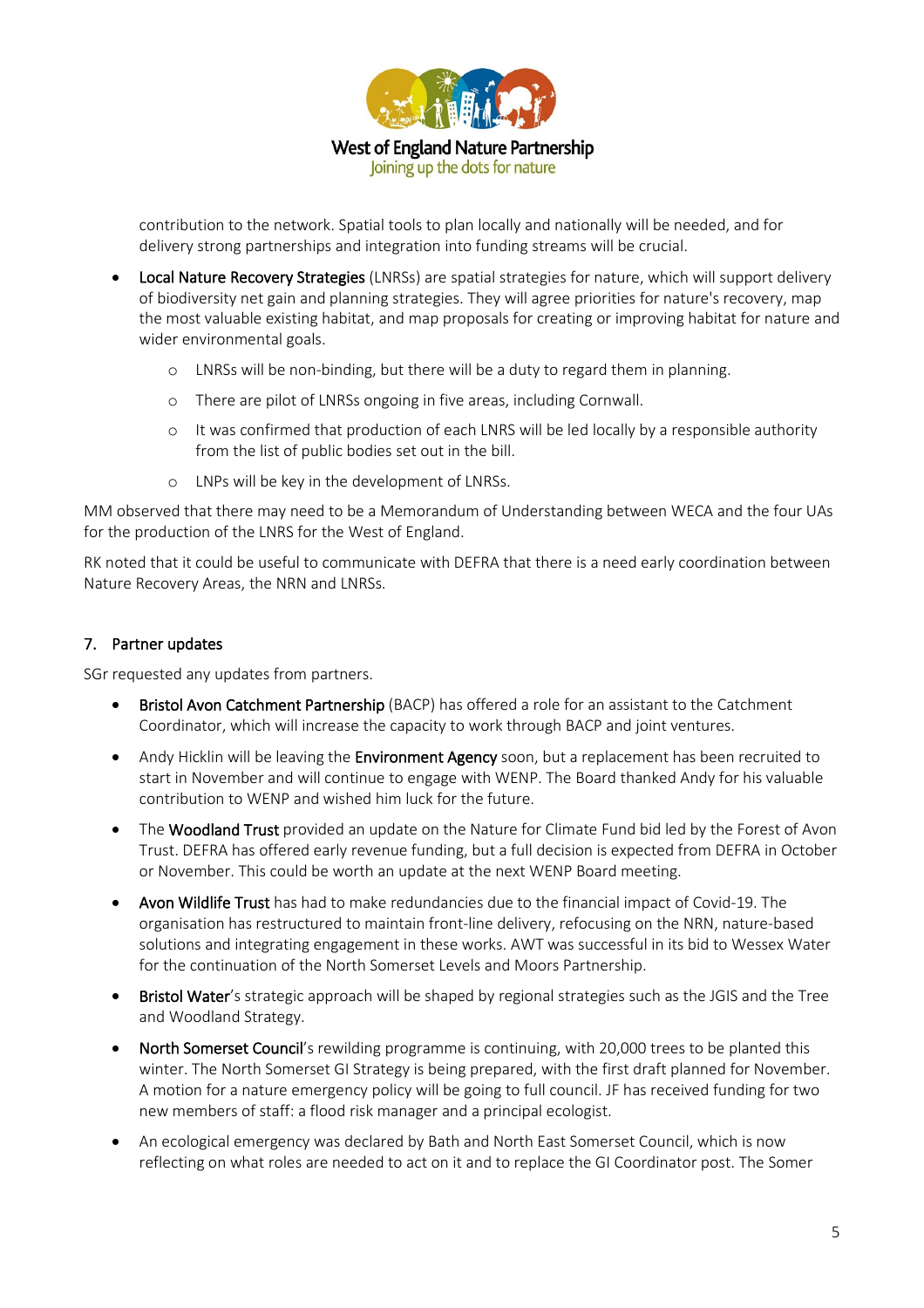contribution to the network. Spatial tools to plan locally and nationally will be needed, and for delivery strong partnerships and integration into funding streams will be crucial.

- Local Nature Recovery Strategies (LNRSs) are spatial strategies for nature, which will support delivery of biodiversity net gain and planning strategies. They will agree priorities for nature's recovery, map the most valuable existing habitat, and map proposals for creating or improving habitat for nature and wider environmental goals.
  - LNRSs will be non-binding, but there will be a duty to regard them in planning.
  - There are pilot of LNRSs ongoing in five areas, including Cornwall.
  - It was confirmed that production of each LNRS will be led locally by a responsible authority from the list of public bodies set out in the bill.
  - LNPs will be key in the development of LNRSs.

MM observed that there may need to be a Memorandum of Understanding between WECA and the four UAs for the production of the LNRS for the West of England.

RK noted that it could be useful to communicate with DEFRA that there is a need early coordination between Nature Recovery Areas, the NRN and LNRSs.

## 7. Partner updates

SGr requested any updates from partners.

- Bristol Avon Catchment Partnership (BACP) has offered a role for an assistant to the Catchment Coordinator, which will increase the capacity to work through BACP and joint ventures.
- Andy Hicklin will be leaving the Environment Agency soon, but a replacement has been recruited to start in November and will continue to engage with WENP. The Board thanked Andy for his valuable contribution to WENP and wished him luck for the future.
- The Woodland Trust provided an update on the Nature for Climate Fund bid led by the Forest of Avon Trust. DEFRA has offered early revenue funding, but a full decision is expected from DEFRA in October or November. This could be worth an update at the next WENP Board meeting.
- Avon Wildlife Trust has had to make redundancies due to the financial impact of Covid-19. The organisation has restructured to maintain front-line delivery, refocusing on the NRN, nature-based solutions and integrating engagement in these works. AWT was successful in its bid to Wessex Water for the continuation of the North Somerset Levels and Moors Partnership.
- Bristol Water's strategic approach will be shaped by regional strategies such as the JGIS and the Tree and Woodland Strategy.
- North Somerset Council's rewilding programme is continuing, with 20,000 trees to be planted this winter. The North Somerset GI Strategy is being prepared, with the first draft planned for November. A motion for a nature emergency policy will be going to full council. JF has received funding for two new members of staff: a flood risk manager and a principal ecologist.
- An ecological emergency was declared by Bath and North East Somerset Council, which is now reflecting on what roles are needed to act on it and to replace the GI Coordinator post. The Somer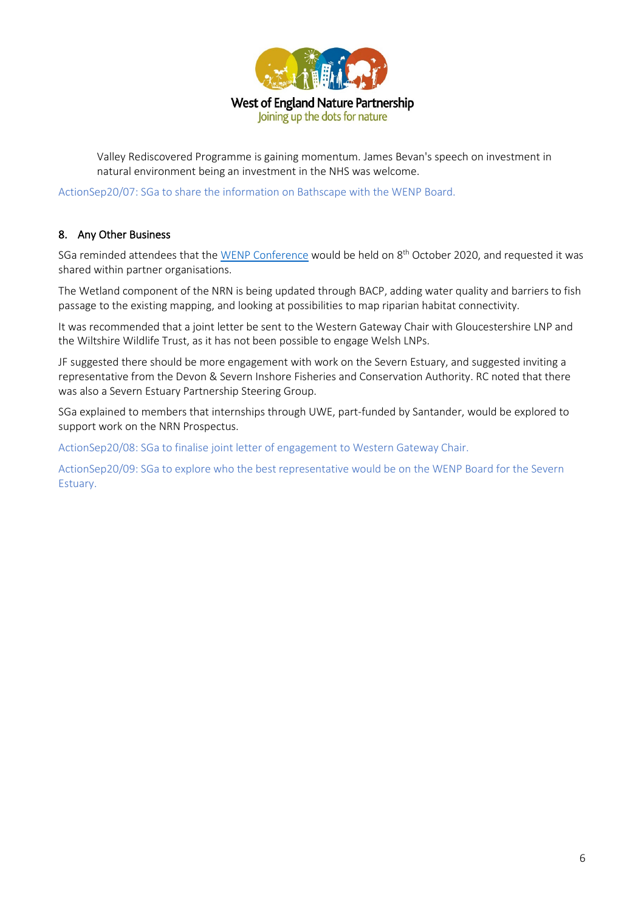Valley Rediscovered Programme is gaining momentum. James Bevan's speech on investment in natural environment being an investment in the NHS was welcome.

ActionSep20/07: SGa to share the information on Bathscape with the WENP Board.

## 8. Any Other Business

SGa reminded attendees that the [WENP Conference]() would be held on 8th October 2020, and requested it was shared within partner organisations.

The Wetland component of the NRN is being updated through BACP, adding water quality and barriers to fish passage to the existing mapping, and looking at possibilities to map riparian habitat connectivity.

It was recommended that a joint letter be sent to the Western Gateway Chair with Gloucestershire LNP and the Wiltshire Wildlife Trust, as it has not been possible to engage Welsh LNPs.

JF suggested there should be more engagement with work on the Severn Estuary, and suggested inviting a representative from the Devon & Severn Inshore Fisheries and Conservation Authority. RC noted that there was also a Severn Estuary Partnership Steering Group.

SGa explained to members that internships through UWE, part-funded by Santander, would be explored to support work on the NRN Prospectus.

ActionSep20/08: SGa to finalise joint letter of engagement to Western Gateway Chair.

ActionSep20/09: SGa to explore who the best representative would be on the WENP Board for the Severn Estuary.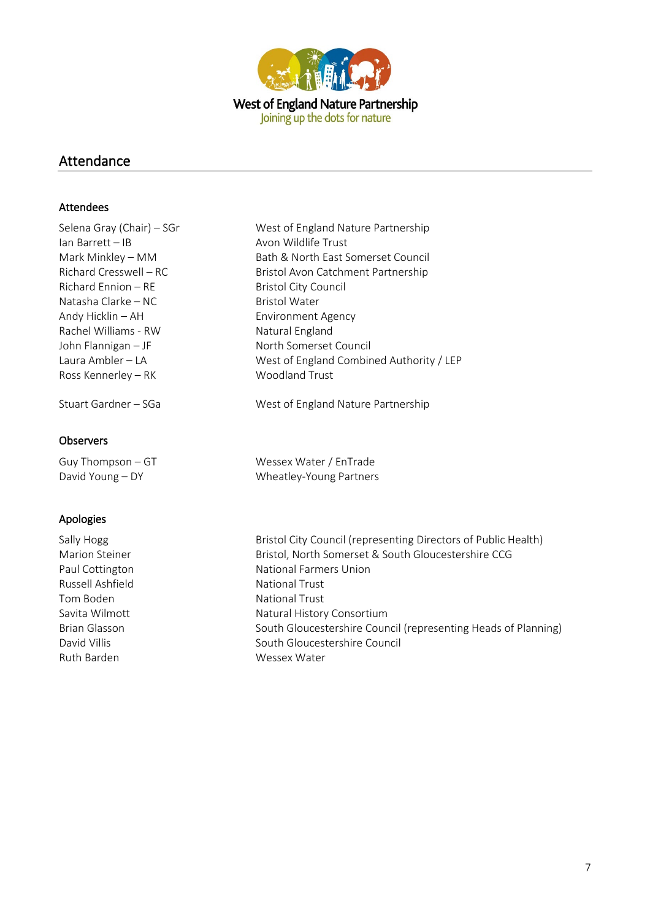West of England Nature Partnership
Joining up the dots for nature

## Attendance

### Attendees

| | |
|---|---|
| Selena Gray (Chair) – SGr | West of England Nature Partnership |
| Ian Barrett – IB | Avon Wildlife Trust |
| Mark Minkley – MM | Bath & North East Somerset Council |
| Richard Cresswell – RC | Bristol Avon Catchment Partnership |
| Richard Ennion – RE | Bristol City Council |
| Natasha Clarke – NC | Bristol Water |
| Andy Hicklin – AH | Environment Agency |
| Rachel Williams - RW | Natural England |
| John Flannigan – JF | North Somerset Council |
| Laura Ambler – LA | West of England Combined Authority / LEP |
| Ross Kennerley – RK | Woodland Trust |
| Stuart Gardner – SGa | West of England Nature Partnership |

### Observers

| | |
|---|---|
| Guy Thompson – GT | Wessex Water / EnTrade |
| David Young – DY | Wheatley-Young Partners |

### Apologies

| | |
|---|---|
| Sally Hogg | Bristol City Council (representing Directors of Public Health) |
| Marion Steiner | Bristol, North Somerset & South Gloucestershire CCG |
| Paul Cottington | National Farmers Union |
| Russell Ashfield | National Trust |
| Tom Boden | National Trust |
| Savita Wilmott | Natural History Consortium |
| Brian Glasson | South Gloucestershire Council (representing Heads of Planning) |
| David Villis | South Gloucestershire Council |
| Ruth Barden | Wessex Water |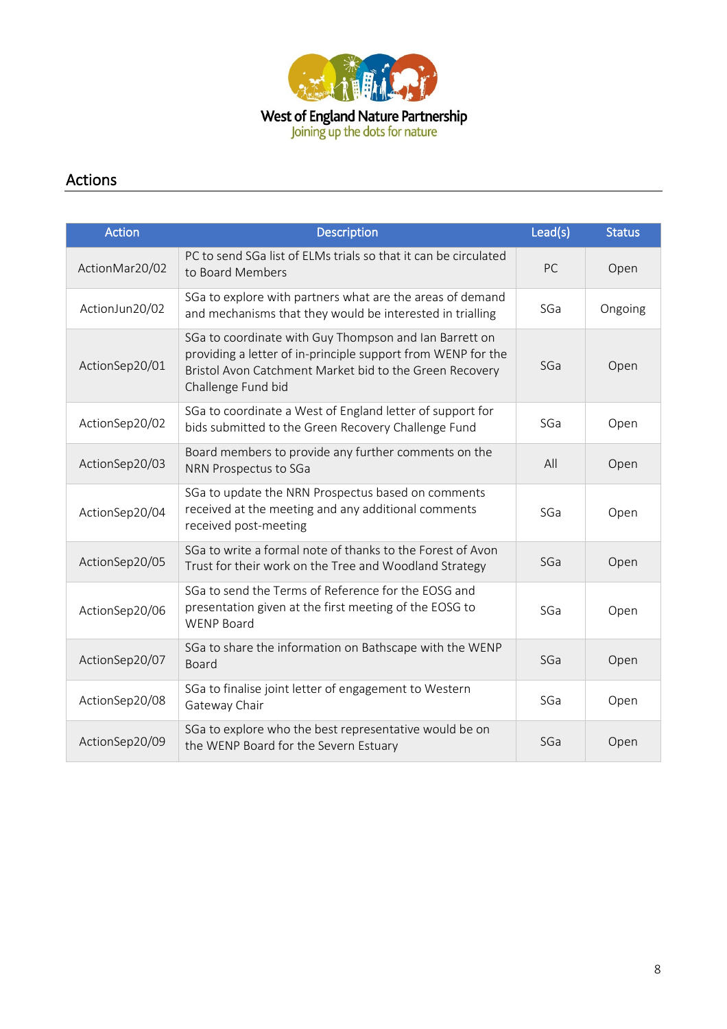West of England Nature Partnership
Joining up the dots for nature

## Actions

| Action | Description | Lead(s) | Status |
|---|---|---|---|
| ActionMar20/02 | PC to send SGa list of ELMs trials so that it can be circulated to Board Members | PC | Open |
| ActionJun20/02 | SGa to explore with partners what are the areas of demand and mechanisms that they would be interested in trialling | SGa | Ongoing |
| ActionSep20/01 | SGa to coordinate with Guy Thompson and Ian Barrett on providing a letter of in-principle support from WENP for the Bristol Avon Catchment Market bid to the Green Recovery Challenge Fund bid | SGa | Open |
| ActionSep20/02 | SGa to coordinate a West of England letter of support for bids submitted to the Green Recovery Challenge Fund | SGa | Open |
| ActionSep20/03 | Board members to provide any further comments on the NRN Prospectus to SGa | All | Open |
| ActionSep20/04 | SGa to update the NRN Prospectus based on comments received at the meeting and any additional comments received post-meeting | SGa | Open |
| ActionSep20/05 | SGa to write a formal note of thanks to the Forest of Avon Trust for their work on the Tree and Woodland Strategy | SGa | Open |
| ActionSep20/06 | SGa to send the Terms of Reference for the EOSG and presentation given at the first meeting of the EOSG to WENP Board | SGa | Open |
| ActionSep20/07 | SGa to share the information on Bathscape with the WENP Board | SGa | Open |
| ActionSep20/08 | SGa to finalise joint letter of engagement to Western Gateway Chair | SGa | Open |
| ActionSep20/09 | SGa to explore who the best representative would be on the WENP Board for the Severn Estuary | SGa | Open |